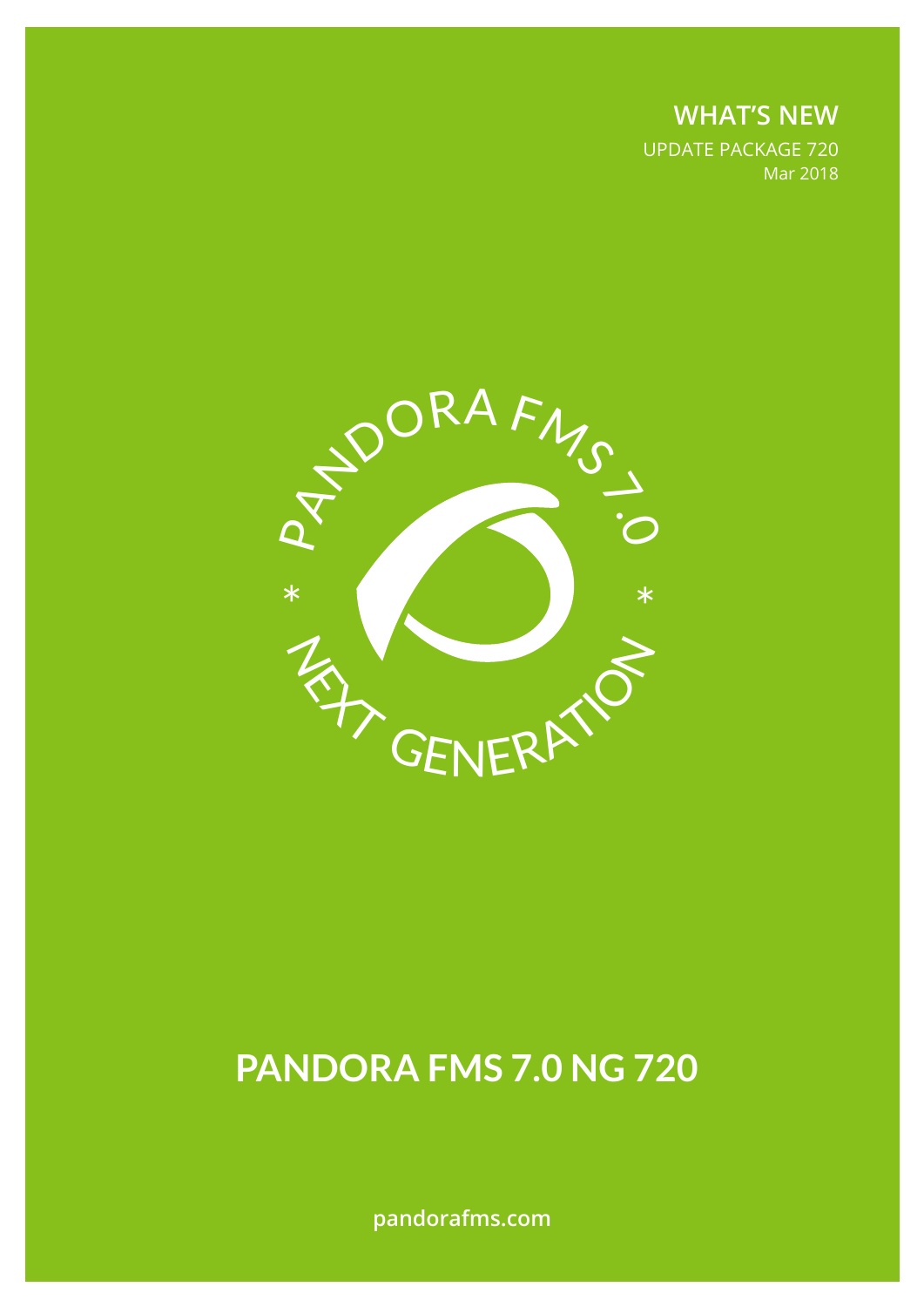**WHAT'S NEW**

UPDATE PACKAGE 720

Mar 2018

PANDORA FMS 7.0 * NEXT GENERATION *

# PANDORA FMS 7.0 NG 720

pandorafms.com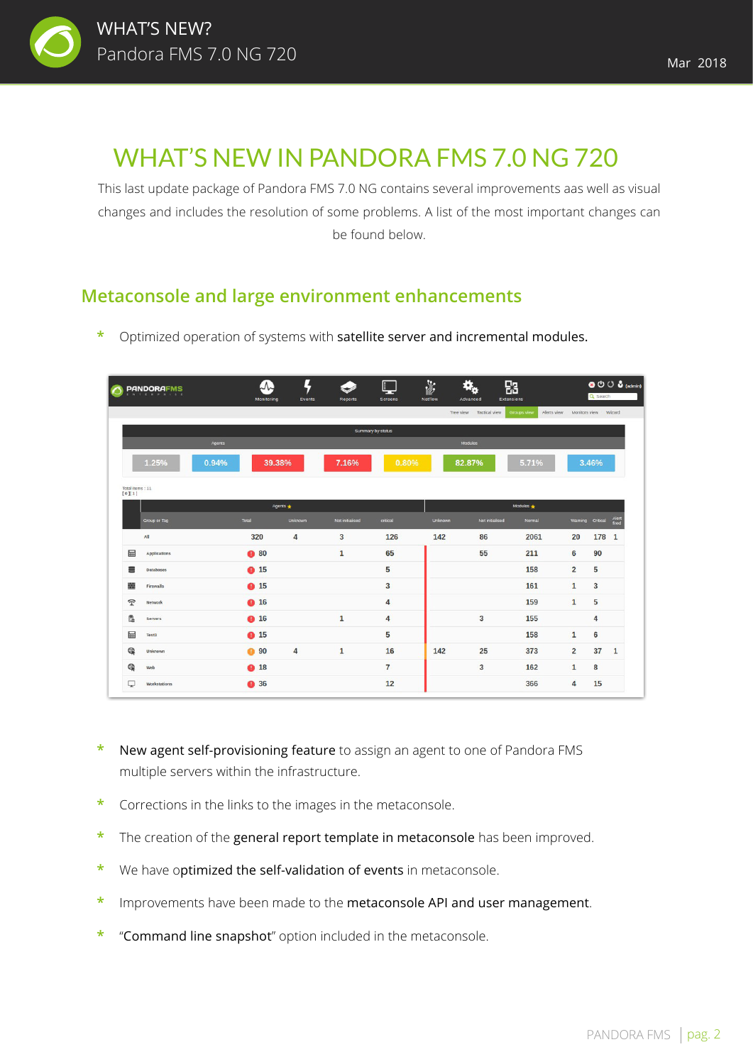# WHAT'S NEW IN PANDORA FMS 7.0 NG 720

This last update package of Pandora FMS 7.0 NG contains several improvements aas well as visual changes and includes the resolution of some problems. A list of the most important changes can be found below.

## Metaconsole and large environment enhancements

- Optimized operation of systems with **satellite server and incremental modules.**

- **New agent self-provisioning feature** to assign an agent to one of Pandora FMS multiple servers within the infrastructure.
- Corrections in the links to the images in the metaconsole.
- The creation of the **general report template in metaconsole** has been improved.
- We have o**ptimized the self-validation of events** in metaconsole.
- Improvements have been made to the **metaconsole API and user management**.
- "**Command line snapshot**" option included in the metaconsole.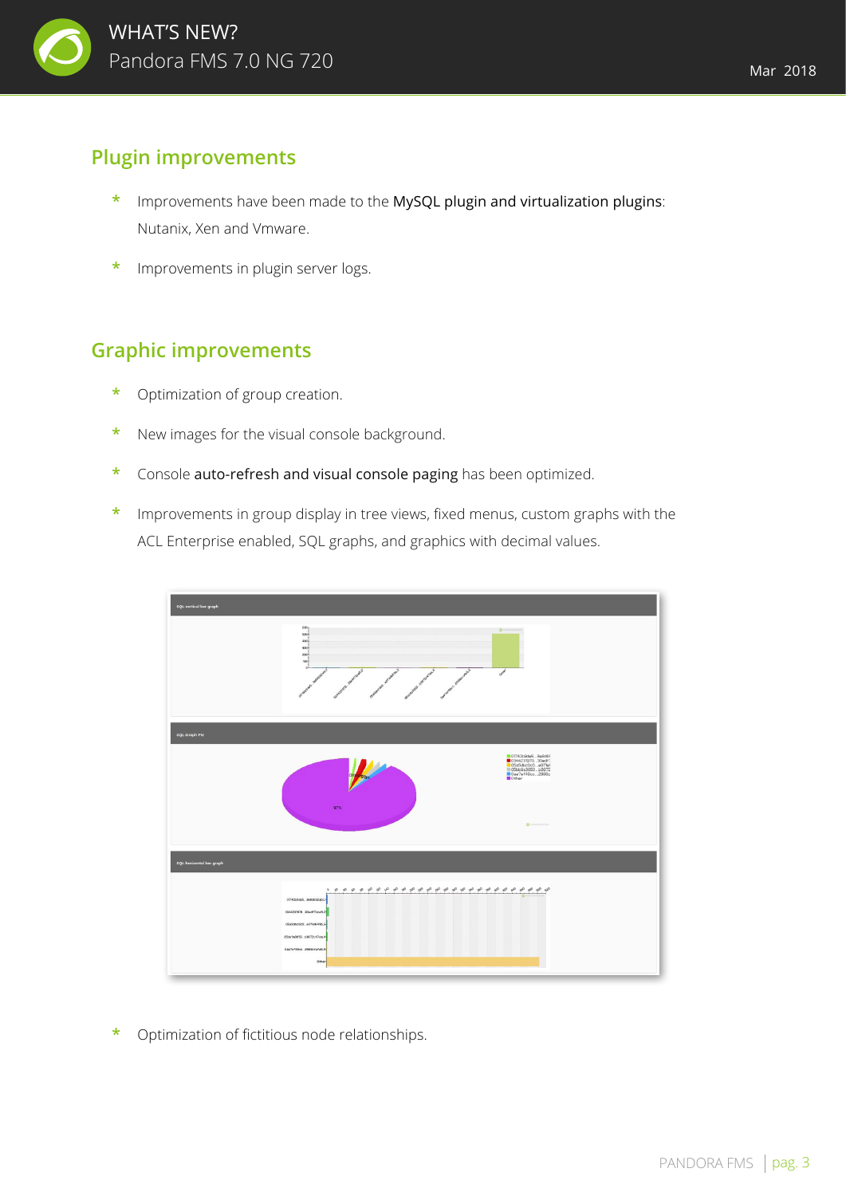## Plugin improvements

- Improvements have been made to the MySQL plugin and virtualization plugins: Nutanix, Xen and Vmware.
- Improvements in plugin server logs.

## Graphic improvements

- Optimization of group creation.
- New images for the visual console background.
- Console auto-refresh and visual console paging has been optimized.
- Improvements in group display in tree views, fixed menus, custom graphs with the ACL Enterprise enabled, SQL graphs, and graphics with decimal values.

- Optimization of fictitious node relationships.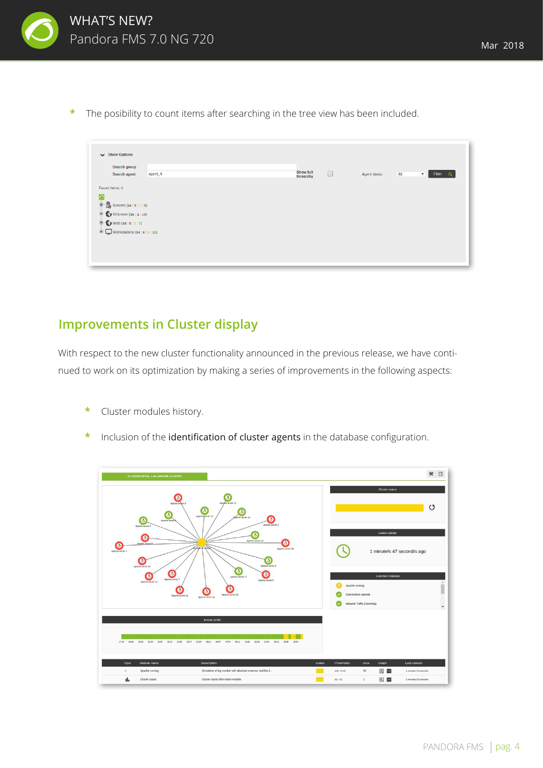* The posibility to count items after searching in the tree view has been included.

## Improvements in Cluster display

With respect to the new cluster functionality announced in the previous release, we have continued to work on its optimization by making a series of improvements in the following aspects:

* Cluster modules history.
* Inclusion of the **identification of cluster agents** in the database configuration.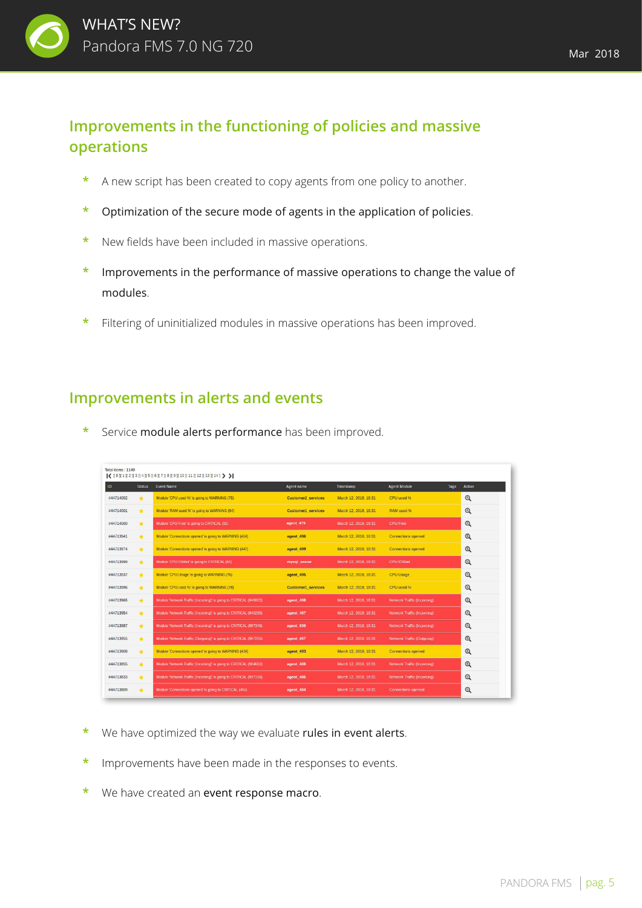## Improvements in the functioning of policies and massive operations

- A new script has been created to copy agents from one policy to another.
- Optimization of the secure mode of agents in the application of policies.
- New fields have been included in massive operations.
- Improvements in the performance of massive operations to change the value of modules.
- Filtering of uninitialized modules in massive operations has been improved.

## Improvements in alerts and events

- Service **module alerts performance** has been improved.

- We have optimized the way we evaluate **rules in event alerts**.
- Improvements have been made in the responses to events.
- We have created an **event response macro**.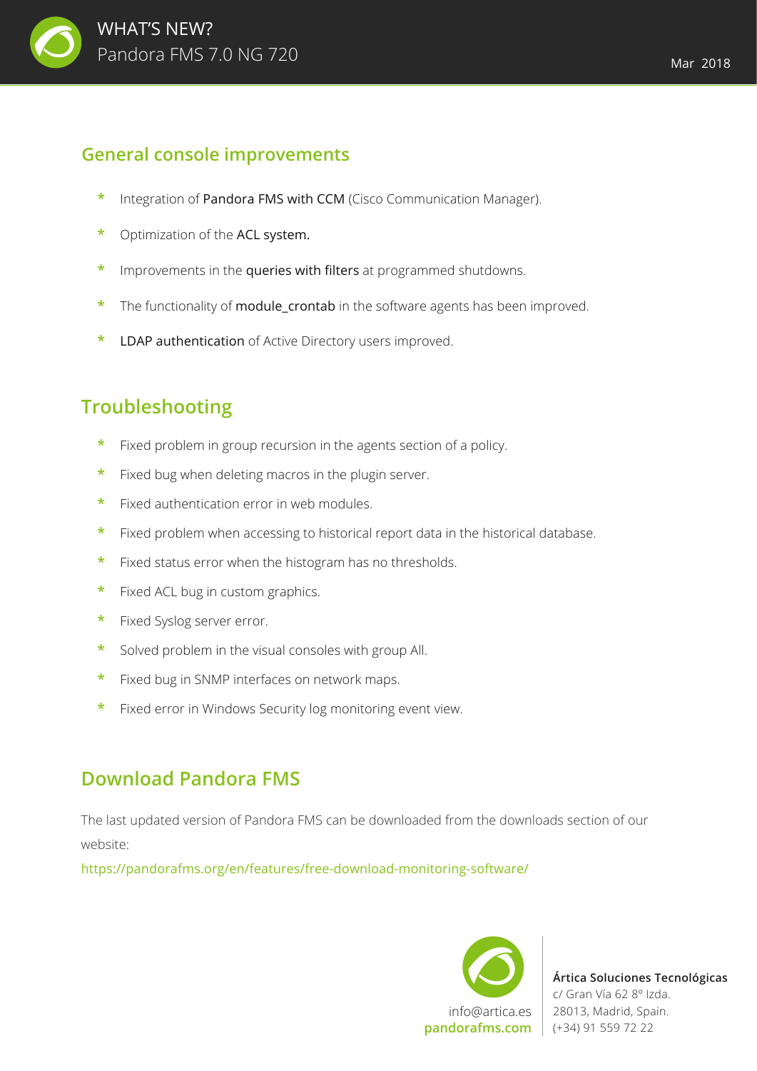## General console improvements

- Integration of **Pandora FMS with CCM** (Cisco Communication Manager).
- Optimization of the **ACL system.**
- Improvements in the **queries with filters** at programmed shutdowns.
- The functionality of **module_crontab** in the software agents has been improved.
- **LDAP authentication** of Active Directory users improved.

## Troubleshooting

- Fixed problem in group recursion in the agents section of a policy.
- Fixed bug when deleting macros in the plugin server.
- Fixed authentication error in web modules.
- Fixed problem when accessing to historical report data in the historical database.
- Fixed status error when the histogram has no thresholds.
- Fixed ACL bug in custom graphics.
- Fixed Syslog server error.
- Solved problem in the visual consoles with group All.
- Fixed bug in SNMP interfaces on network maps.
- Fixed error in Windows Security log monitoring event view.

## Download Pandora FMS

The last updated version of Pandora FMS can be downloaded from the downloads section of our website:

https://pandorafms.org/en/features/free-download-monitoring-software/

info@artica.es
**pandorafms.com**

**Ártica Soluciones Tecnológicas**
c/ Gran Vía 62 8º Izda.
28013, Madrid, Spain.
(+34) 91 559 72 22